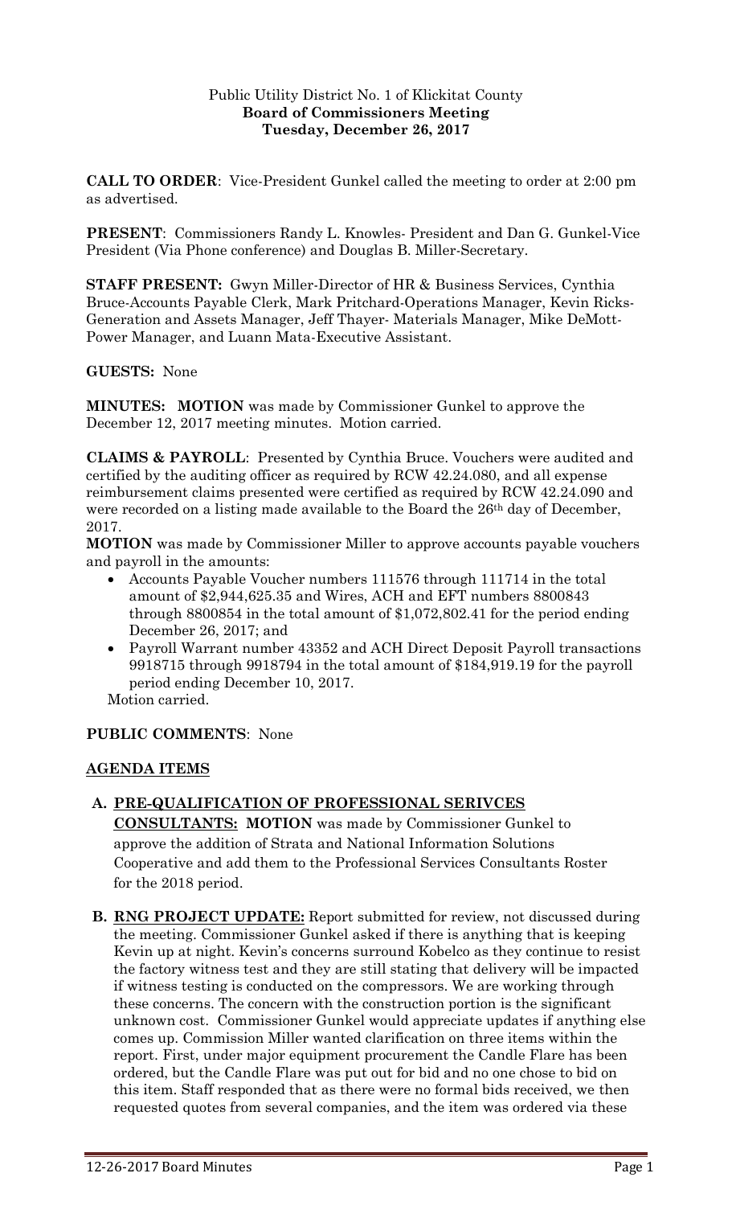Public Utility District No. 1 of Klickitat County
**Board of Commissioners Meeting**
**Tuesday, December 26, 2017**

**CALL TO ORDER**: Vice-President Gunkel called the meeting to order at 2:00 pm as advertised.

**PRESENT**: Commissioners Randy L. Knowles- President and Dan G. Gunkel-Vice President (Via Phone conference) and Douglas B. Miller-Secretary.

**STAFF PRESENT:** Gwyn Miller-Director of HR & Business Services, Cynthia Bruce-Accounts Payable Clerk, Mark Pritchard-Operations Manager, Kevin Ricks-Generation and Assets Manager, Jeff Thayer- Materials Manager, Mike DeMott-Power Manager, and Luann Mata-Executive Assistant.

**GUESTS:** None

**MINUTES: MOTION** was made by Commissioner Gunkel to approve the December 12, 2017 meeting minutes. Motion carried.

**CLAIMS & PAYROLL**: Presented by Cynthia Bruce. Vouchers were audited and certified by the auditing officer as required by RCW 42.24.080, and all expense reimbursement claims presented were certified as required by RCW 42.24.090 and were recorded on a listing made available to the Board the 26th day of December, 2017.

**MOTION** was made by Commissioner Miller to approve accounts payable vouchers and payroll in the amounts:

- Accounts Payable Voucher numbers 111576 through 111714 in the total amount of $2,944,625.35 and Wires, ACH and EFT numbers 8800843 through 8800854 in the total amount of $1,072,802.41 for the period ending December 26, 2017; and
- Payroll Warrant number 43352 and ACH Direct Deposit Payroll transactions 9918715 through 9918794 in the total amount of $184,919.19 for the payroll period ending December 10, 2017.

Motion carried.

**PUBLIC COMMENTS**: None

**AGENDA ITEMS**

**A. PRE-QUALIFICATION OF PROFESSIONAL SERIVCES CONSULTANTS: MOTION** was made by Commissioner Gunkel to approve the addition of Strata and National Information Solutions Cooperative and add them to the Professional Services Consultants Roster for the 2018 period.

**B. RNG PROJECT UPDATE:** Report submitted for review, not discussed during the meeting. Commissioner Gunkel asked if there is anything that is keeping Kevin up at night. Kevin's concerns surround Kobelco as they continue to resist the factory witness test and they are still stating that delivery will be impacted if witness testing is conducted on the compressors. We are working through these concerns. The concern with the construction portion is the significant unknown cost. Commissioner Gunkel would appreciate updates if anything else comes up. Commission Miller wanted clarification on three items within the report. First, under major equipment procurement the Candle Flare has been ordered, but the Candle Flare was put out for bid and no one chose to bid on this item. Staff responded that as there were no formal bids received, we then requested quotes from several companies, and the item was ordered via these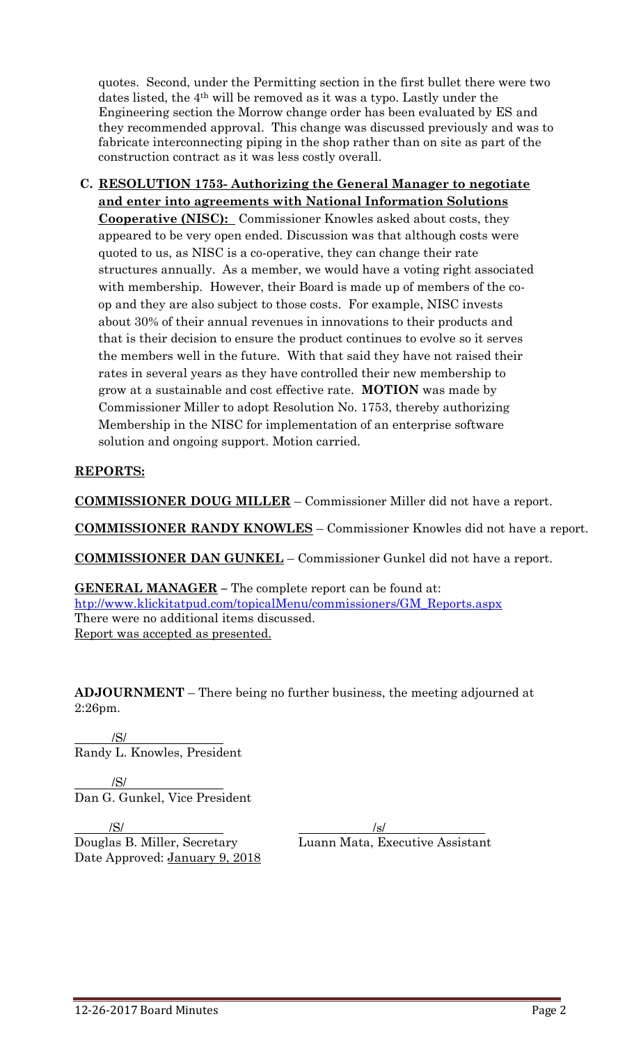quotes. Second, under the Permitting section in the first bullet there were two dates listed, the 4th will be removed as it was a typo. Lastly under the Engineering section the Morrow change order has been evaluated by ES and they recommended approval. This change was discussed previously and was to fabricate interconnecting piping in the shop rather than on site as part of the construction contract as it was less costly overall.

**C. RESOLUTION 1753- Authorizing the General Manager to negotiate and enter into agreements with National Information Solutions Cooperative (NISC):** Commissioner Knowles asked about costs, they appeared to be very open ended. Discussion was that although costs were quoted to us, as NISC is a co-operative, they can change their rate structures annually. As a member, we would have a voting right associated with membership. However, their Board is made up of members of the co-op and they are also subject to those costs. For example, NISC invests about 30% of their annual revenues in innovations to their products and that is their decision to ensure the product continues to evolve so it serves the members well in the future. With that said they have not raised their rates in several years as they have controlled their new membership to grow at a sustainable and cost effective rate. **MOTION** was made by Commissioner Miller to adopt Resolution No. 1753, thereby authorizing Membership in the NISC for implementation of an enterprise software solution and ongoing support. Motion carried.

## REPORTS:

**COMMISSIONER DOUG MILLER** – Commissioner Miller did not have a report.

**COMMISSIONER RANDY KNOWLES** – Commissioner Knowles did not have a report.

**COMMISSIONER DAN GUNKEL** – Commissioner Gunkel did not have a report.

**GENERAL MANAGER** – The complete report can be found at: [htp://www.klickitatpud.com/topicalMenu/commissioners/GM_Reports.aspx](htp://www.klickitatpud.com/topicalMenu/commissioners/GM_Reports.aspx)
There were no additional items discussed.
Report was accepted as presented.

**ADJOURNMENT** – There being no further business, the meeting adjourned at 2:26pm.

/S/
Randy L. Knowles, President

/S/
Dan G. Gunkel, Vice President

/S/
Douglas B. Miller, Secretary
Date Approved: January 9, 2018

/s/
Luann Mata, Executive Assistant